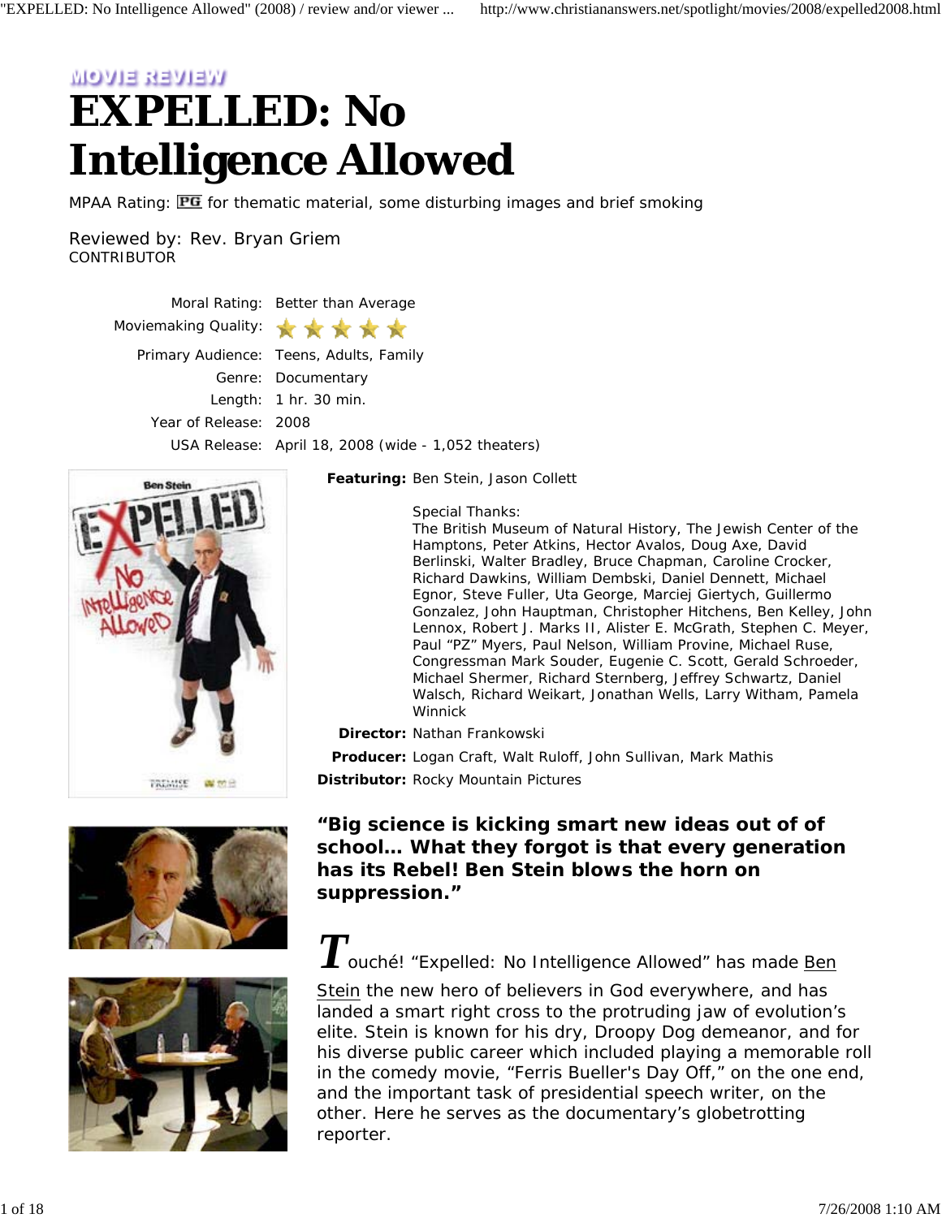MOVIE REVIEW

# EXPELLED: No Intelligence Allowed

MPAA Rating: PG for thematic material, some disturbing images and brief smoking

Reviewed by: Rev. Bryan Griem
CONTRIBUTOR

| | |
|---|---|
| Moral Rating: | Better than Average |
| Moviemaking Quality: | ★★★★★ |
| Primary Audience: | Teens, Adults, Family |
| Genre: | Documentary |
| Length: | 1 hr. 30 min. |
| Year of Release: | 2008 |
| USA Release: | April 18, 2008 (wide - 1,052 theaters) |

**Featuring:** Ben Stein, Jason Collett

Special Thanks:
The British Museum of Natural History, The Jewish Center of the Hamptons, Peter Atkins, Hector Avalos, Doug Axe, David Berlinski, Walter Bradley, Bruce Chapman, Caroline Crocker, Richard Dawkins, William Dembski, Daniel Dennett, Michael Egnor, Steve Fuller, Uta George, Marciej Giertych, Guillermo Gonzalez, John Hauptman, Christopher Hitchens, Ben Kelley, John Lennox, Robert J. Marks II, Alister E. McGrath, Stephen C. Meyer, Paul "PZ" Myers, Paul Nelson, William Provine, Michael Ruse, Congressman Mark Souder, Eugenie C. Scott, Gerald Schroeder, Michael Shermer, Richard Sternberg, Jeffrey Schwartz, Daniel Walsch, Richard Weikart, Jonathan Wells, Larry Witham, Pamela Winnick

**Director:** Nathan Frankowski

**Producer:** Logan Craft, Walt Ruloff, John Sullivan, Mark Mathis

**Distributor:** Rocky Mountain Pictures

**"Big science is kicking smart new ideas out of of school… What they forgot is that every generation has its Rebel! Ben Stein blows the horn on suppression."**

Touché! "Expelled: No Intelligence Allowed" has made Ben Stein the new hero of believers in God everywhere, and has landed a smart right cross to the protruding jaw of evolution's elite. Stein is known for his dry, Droopy Dog demeanor, and for his diverse public career which included playing a memorable roll in the comedy movie, "Ferris Bueller's Day Off," on the one end, and the important task of presidential speech writer, on the other. Here he serves as the documentary's globetrotting reporter.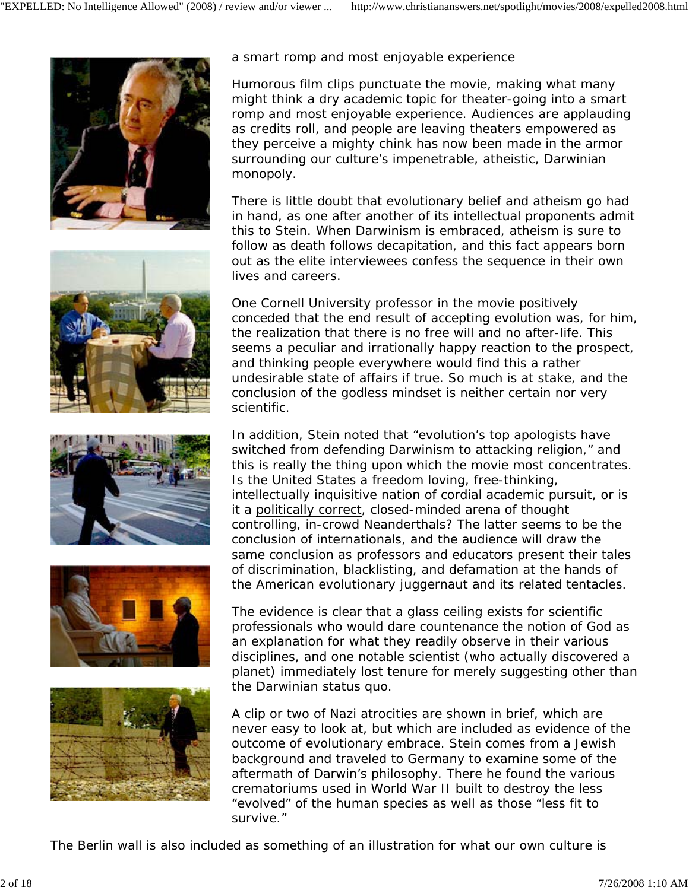a smart romp and most enjoyable experience

Humorous film clips punctuate the movie, making what many might think a dry academic topic for theater-going into a smart romp and most enjoyable experience. Audiences are applauding as credits roll, and people are leaving theaters empowered as they perceive a mighty chink has now been made in the armor surrounding our culture's impenetrable, atheistic, Darwinian monopoly.

There is little doubt that evolutionary belief and atheism go had in hand, as one after another of its intellectual proponents admit this to Stein. When Darwinism is embraced, atheism is sure to follow as death follows decapitation, and this fact appears born out as the elite interviewees confess the sequence in their own lives and careers.

One Cornell University professor in the movie positively conceded that the end result of accepting evolution was, for him, the realization that there is no free will and no after-life. This seems a peculiar and irrationally happy reaction to the prospect, and thinking people everywhere would find this a rather undesirable state of affairs if true. So much is at stake, and the conclusion of the godless mindset is neither certain nor very scientific.

In addition, Stein noted that "evolution's top apologists have switched from defending Darwinism to attacking religion," and this is really the thing upon which the movie most concentrates. Is the United States a freedom loving, free-thinking, intellectually inquisitive nation of cordial academic pursuit, or is it a politically correct, closed-minded arena of thought controlling, in-crowd Neanderthals? The latter seems to be the conclusion of internationals, and the audience will draw the same conclusion as professors and educators present their tales of discrimination, blacklisting, and defamation at the hands of the American evolutionary juggernaut and its related tentacles.

The evidence is clear that a glass ceiling exists for scientific professionals who would dare countenance the notion of God as an explanation for what they readily observe in their various disciplines, and one notable scientist (who actually discovered a planet) immediately lost tenure for merely suggesting other than the Darwinian status quo.

A clip or two of Nazi atrocities are shown in brief, which are never easy to look at, but which are included as evidence of the outcome of evolutionary embrace. Stein comes from a Jewish background and traveled to Germany to examine some of the aftermath of Darwin's philosophy. There he found the various crematoriums used in World War II built to destroy the less "evolved" of the human species as well as those "less fit to survive."

The Berlin wall is also included as something of an illustration for what our own culture is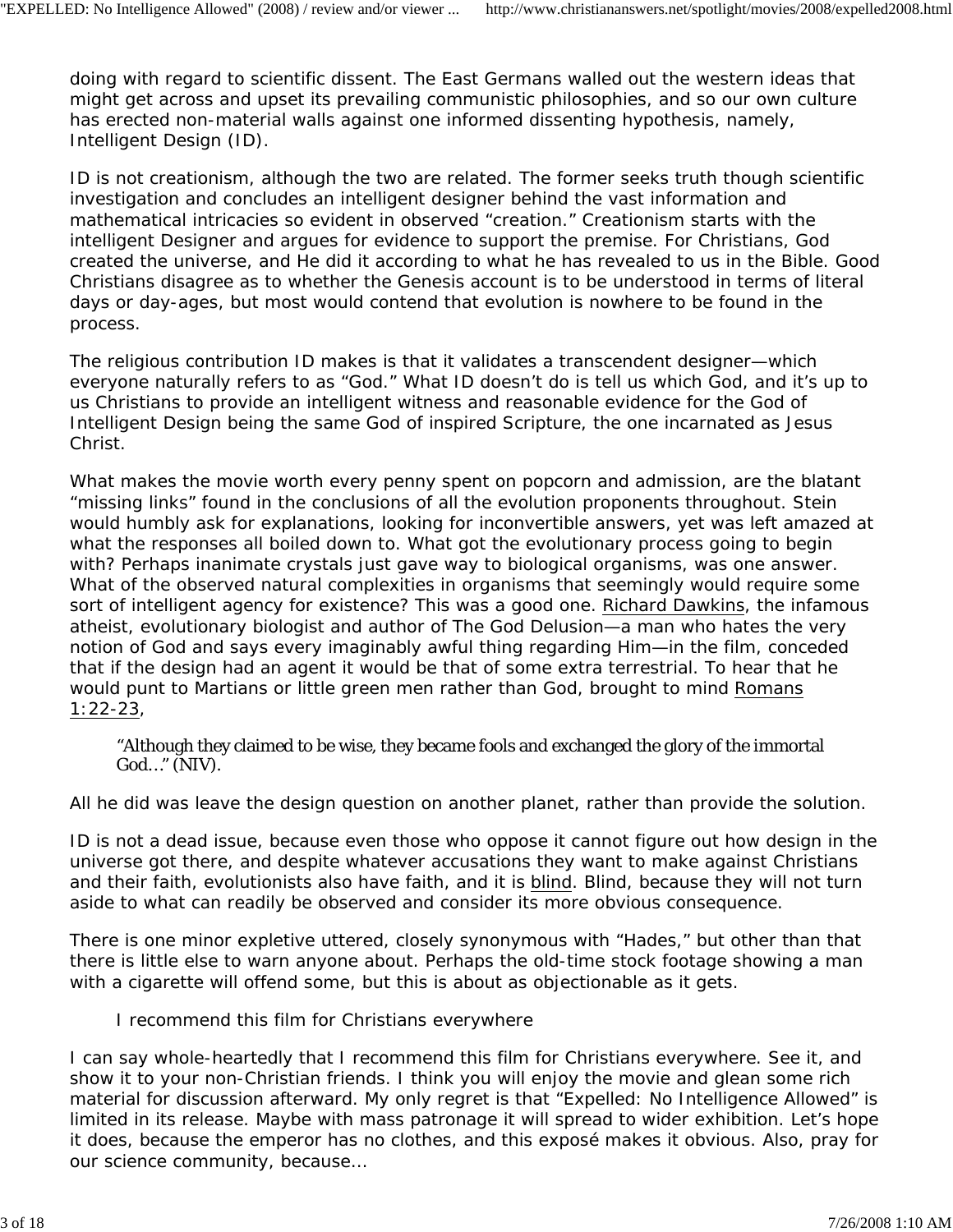doing with regard to scientific dissent. The East Germans walled out the western ideas that might get across and upset its prevailing communistic philosophies, and so our own culture has erected non-material walls against one informed dissenting hypothesis, namely, Intelligent Design (ID).

ID is not creationism, although the two are related. The former seeks truth though scientific investigation and concludes an intelligent designer behind the vast information and mathematical intricacies so evident in observed "creation." Creationism starts with the intelligent Designer and argues for evidence to support the premise. For Christians, God created the universe, and He did it according to what he has revealed to us in the Bible. Good Christians disagree as to whether the Genesis account is to be understood in terms of literal days or day-ages, but most would contend that evolution is nowhere to be found in the process.

The religious contribution ID makes is that it validates a transcendent designer—which everyone naturally refers to as "God." What ID doesn't do is tell us which God, and it's up to us Christians to provide an intelligent witness and reasonable evidence for the God of Intelligent Design being the same God of inspired Scripture, the one incarnated as Jesus Christ.

What makes the movie worth every penny spent on popcorn and admission, are the blatant "missing links" found in the conclusions of all the evolution proponents throughout. Stein would humbly ask for explanations, looking for inconvertible answers, yet was left amazed at what the responses all boiled down to. What got the evolutionary process going to begin with? Perhaps inanimate crystals just gave way to biological organisms, was one answer. What of the observed natural complexities in organisms that seemingly would require some sort of intelligent agency for existence? This was a good one. Richard Dawkins, the infamous atheist, evolutionary biologist and author of The God Delusion—a man who hates the very notion of God and says every imaginably awful thing regarding Him—in the film, conceded that if the design had an agent it would be that of some extra terrestrial. To hear that he would punt to Martians or little green men rather than God, brought to mind Romans 1:22-23,

> "Although they claimed to be wise, they became fools and exchanged the glory of the immortal God…" (NIV).

All he did was leave the design question on another planet, rather than provide the solution.

ID is not a dead issue, because even those who oppose it cannot figure out how design in the universe got there, and despite whatever accusations they want to make against Christians and their faith, evolutionists also have faith, and it is blind. Blind, because they will not turn aside to what can readily be observed and consider its more obvious consequence.

There is one minor expletive uttered, closely synonymous with "Hades," but other than that there is little else to warn anyone about. Perhaps the old-time stock footage showing a man with a cigarette will offend some, but this is about as objectionable as it gets.

> I recommend this film for Christians everywhere

I can say whole-heartedly that I recommend this film for Christians everywhere. See it, and show it to your non-Christian friends. I think you will enjoy the movie and glean some rich material for discussion afterward. My only regret is that "Expelled: No Intelligence Allowed" is limited in its release. Maybe with mass patronage it will spread to wider exhibition. Let's hope it does, because the emperor has no clothes, and this exposé makes it obvious. Also, pray for our science community, because…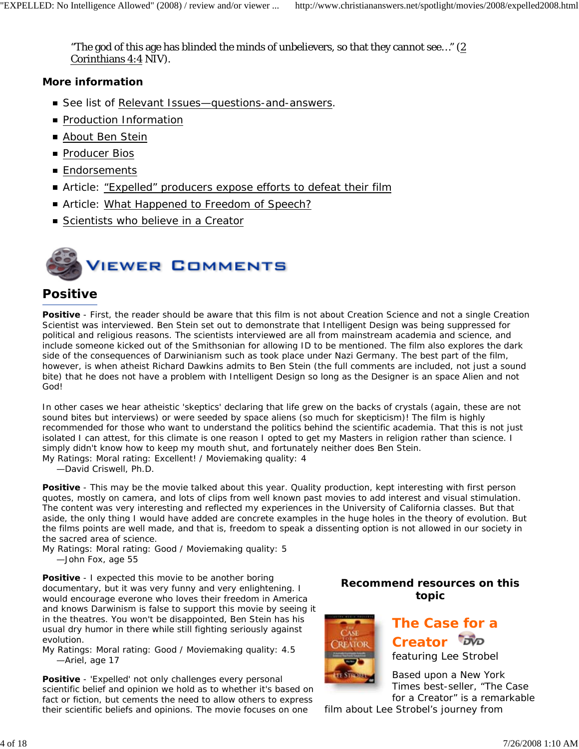"The god of this age has blinded the minds of unbelievers, so that they cannot see..." (2 Corinthians 4:4 NIV).

### More information

- See list of Relevant Issues—questions-and-answers.
- Production Information
- About Ben Stein
- Producer Bios
- Endorsements
- Article: "Expelled" producers expose efforts to defeat their film
- Article: What Happened to Freedom of Speech?
- Scientists who believe in a Creator

## VIEWER COMMENTS

## Positive

**Positive** - First, the reader should be aware that this film is not about Creation Science and not a single Creation Scientist was interviewed. Ben Stein set out to demonstrate that Intelligent Design was being suppressed for political and religious reasons. The scientists interviewed are all from mainstream academia and science, and include someone kicked out of the Smithsonian for allowing ID to be mentioned. The film also explores the dark side of the consequences of Darwinianism such as took place under Nazi Germany. The best part of the film, however, is when atheist Richard Dawkins admits to Ben Stein (the full comments are included, not just a sound bite) that he does not have a problem with Intelligent Design so long as the Designer is an space Alien and not God!

In other cases we hear atheistic 'skeptics' declaring that life grew on the backs of crystals (again, these are not sound bites but interviews) or were seeded by space aliens (so much for skepticism)! The film is highly recommended for those who want to understand the politics behind the scientific academia. That this is not just isolated I can attest, for this climate is one reason I opted to get my Masters in religion rather than science. I simply didn't know how to keep my mouth shut, and fortunately neither does Ben Stein.
My Ratings: Moral rating: Excellent! / Moviemaking quality: 4
—David Criswell, Ph.D.

**Positive** - This may be the movie talked about this year. Quality production, kept interesting with first person quotes, mostly on camera, and lots of clips from well known past movies to add interest and visual stimulation. The content was very interesting and reflected my experiences in the University of California classes. But that aside, the only thing I would have added are concrete examples in the huge holes in the theory of evolution. But the films points are well made, and that is, freedom to speak a dissenting option is not allowed in our society in the sacred area of science.
My Ratings: Moral rating: Good / Moviemaking quality: 5
—John Fox, age 55

**Positive** - I expected this movie to be another boring documentary, but it was very funny and very enlightening. I would encourage everone who loves their freedom in America and knows Darwinism is false to support this movie by seeing it in the theatres. You won't be disappointed, Ben Stein has his usual dry humor in there while still fighting seriously against evolution.
My Ratings: Moral rating: Good / Moviemaking quality: 4.5
—Ariel, age 17

**Positive** - 'Expelled' not only challenges every personal scientific belief and opinion we hold as to whether it's based on fact or fiction, but cements the need to allow others to express their scientific beliefs and opinions. The movie focuses on one

**Recommend resources on this topic**

**The Case for a Creator** DVD
featuring Lee Strobel

Based upon a New York Times best-seller, "The Case for a Creator" is a remarkable film about Lee Strobel's journey from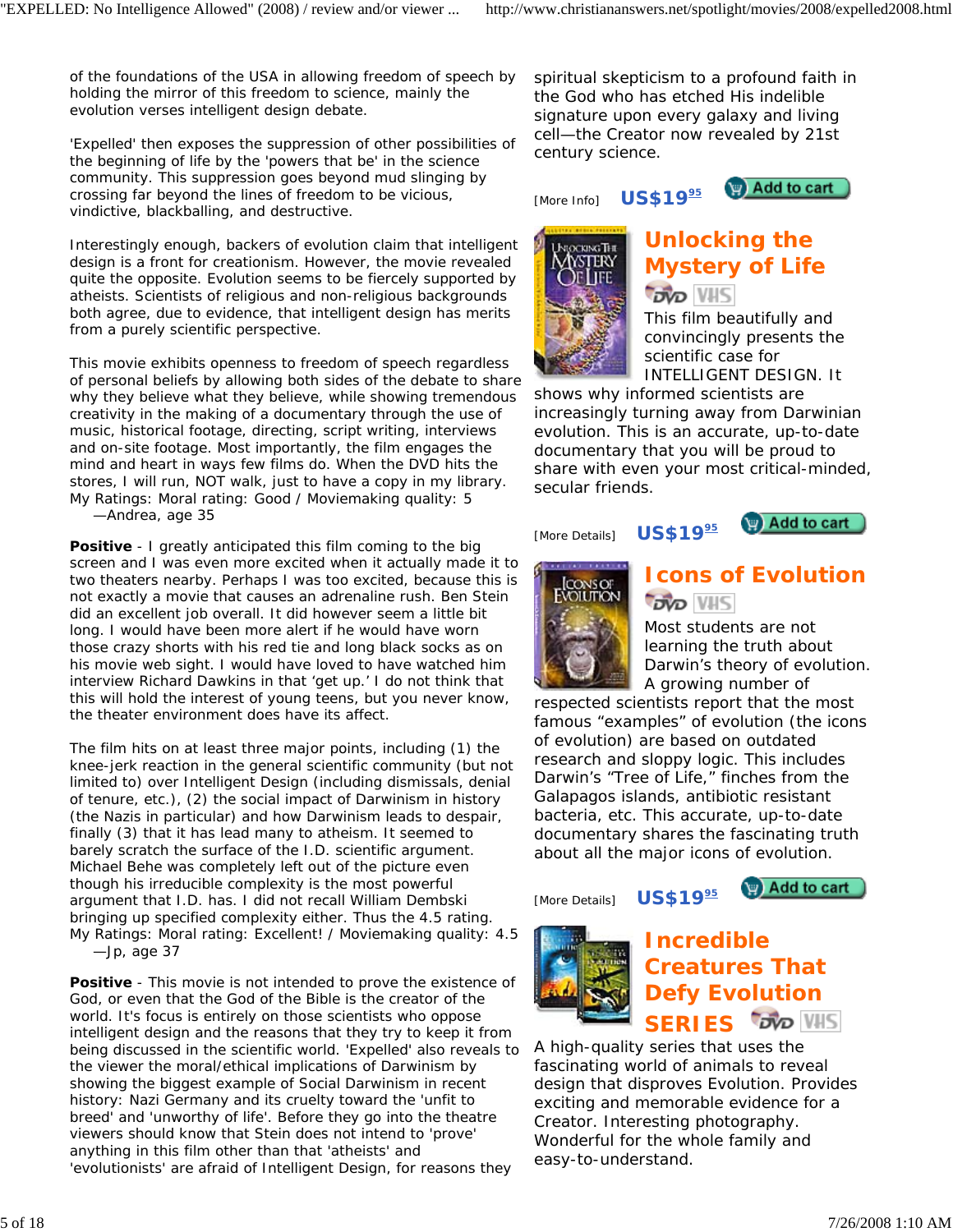of the foundations of the USA in allowing freedom of speech by holding the mirror of this freedom to science, mainly the evolution verses intelligent design debate.

'Expelled' then exposes the suppression of other possibilities of the beginning of life by the 'powers that be' in the science community. This suppression goes beyond mud slinging by crossing far beyond the lines of freedom to be vicious, vindictive, blackballing, and destructive.

Interestingly enough, backers of evolution claim that intelligent design is a front for creationism. However, the movie revealed quite the opposite. Evolution seems to be fiercely supported by atheists. Scientists of religious and non-religious backgrounds both agree, due to evidence, that intelligent design has merits from a purely scientific perspective.

This movie exhibits openness to freedom of speech regardless of personal beliefs by allowing both sides of the debate to share why they believe what they believe, while showing tremendous creativity in the making of a documentary through the use of music, historical footage, directing, script writing, interviews and on-site footage. Most importantly, the film engages the mind and heart in ways few films do. When the DVD hits the stores, I will run, NOT walk, just to have a copy in my library.
My Ratings: Moral rating: Good / Moviemaking quality: 5
—Andrea, age 35

**Positive** - I greatly anticipated this film coming to the big screen and I was even more excited when it actually made it to two theaters nearby. Perhaps I was too excited, because this is not exactly a movie that causes an adrenaline rush. Ben Stein did an excellent job overall. It did however seem a little bit long. I would have been more alert if he would have worn those crazy shorts with his red tie and long black socks as on his movie web sight. I would have loved to have watched him interview Richard Dawkins in that 'get up.' I do not think that this will hold the interest of young teens, but you never know, the theater environment does have its affect.

The film hits on at least three major points, including (1) the knee-jerk reaction in the general scientific community (but not limited to) over Intelligent Design (including dismissals, denial of tenure, etc.), (2) the social impact of Darwinism in history (the Nazis in particular) and how Darwinism leads to despair, finally (3) that it has lead many to atheism. It seemed to barely scratch the surface of the I.D. scientific argument. Michael Behe was completely left out of the picture even though his irreducible complexity is the most powerful argument that I.D. has. I did not recall William Dembski bringing up specified complexity either. Thus the 4.5 rating.
My Ratings: Moral rating: Excellent! / Moviemaking quality: 4.5
—Jp, age 37

**Positive** - This movie is not intended to prove the existence of God, or even that the God of the Bible is the creator of the world. It's focus is entirely on those scientists who oppose intelligent design and the reasons that they try to keep it from being discussed in the scientific world. 'Expelled' also reveals to the viewer the moral/ethical implications of Darwinism by showing the biggest example of Social Darwinism in recent history: Nazi Germany and its cruelty toward the 'unfit to breed' and 'unworthy of life'. Before they go into the theatre viewers should know that Stein does not intend to 'prove' anything in this film other than that 'atheists' and 'evolutionists' are afraid of Intelligent Design, for reasons they

spiritual skepticism to a profound faith in the God who has etched His indelible signature upon every galaxy and living cell—the Creator now revealed by 21st century science.

[More Info] US$19.95 Add to cart

## Unlocking the Mystery of Life

DVD VHS

This film beautifully and convincingly presents the scientific case for INTELLIGENT DESIGN. It shows why informed scientists are increasingly turning away from Darwinian evolution. This is an accurate, up-to-date documentary that you will be proud to share with even your most critical-minded, secular friends.

[More Details] US$19.95 Add to cart

## Icons of Evolution

DVD VHS

Most students are not learning the truth about Darwin's theory of evolution. A growing number of respected scientists report that the most famous "examples" of evolution (the icons of evolution) are based on outdated research and sloppy logic. This includes Darwin's "Tree of Life," finches from the Galapagos islands, antibiotic resistant bacteria, etc. This accurate, up-to-date documentary shares the fascinating truth about all the major icons of evolution.

[More Details] US$19.95 Add to cart

## Incredible Creatures That Defy Evolution SERIES

DVD VHS

A high-quality series that uses the fascinating world of animals to reveal design that disproves Evolution. Provides exciting and memorable evidence for a Creator. Interesting photography. Wonderful for the whole family and easy-to-understand.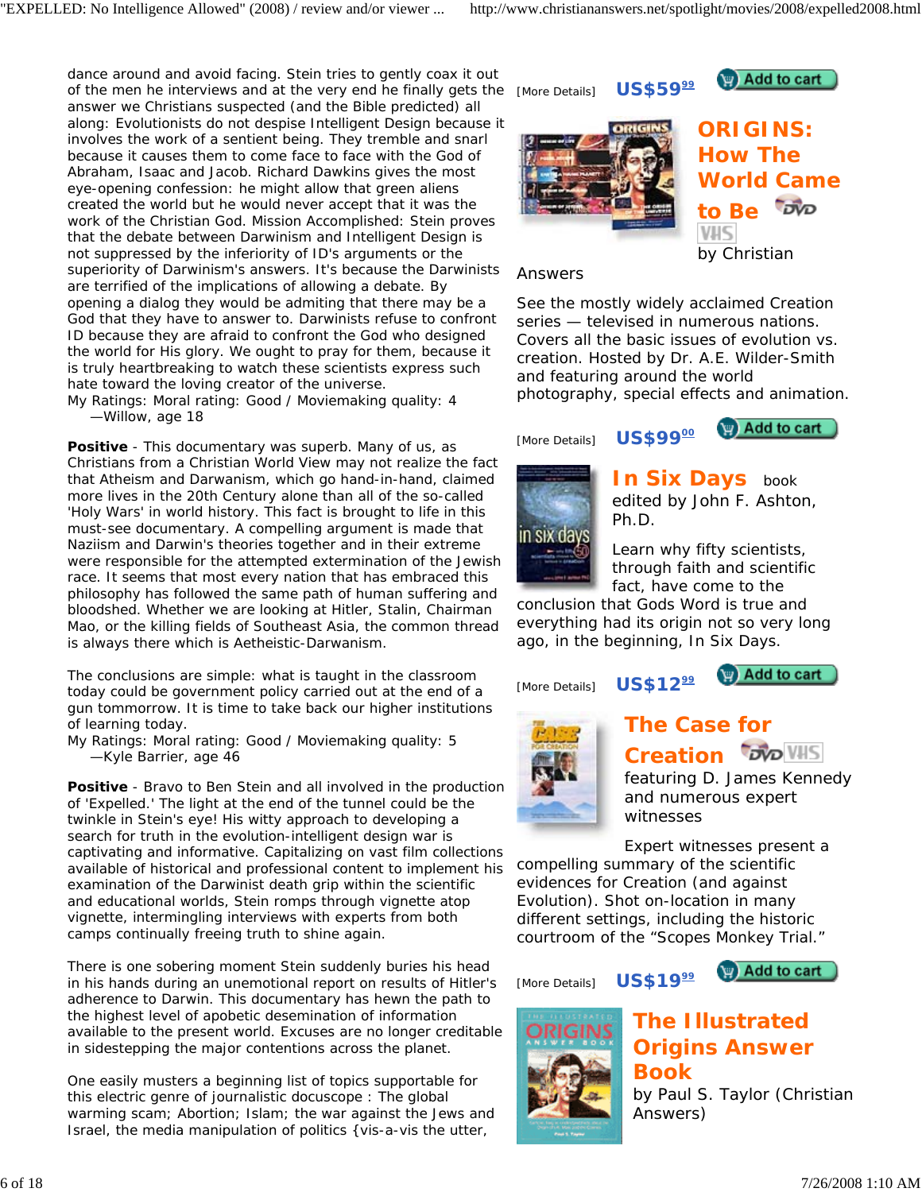dance around and avoid facing. Stein tries to gently coax it out of the men he interviews and at the very end he finally gets the answer we Christians suspected (and the Bible predicted) all along: Evolutionists do not despise Intelligent Design because it involves the work of a sentient being. They tremble and snarl because it causes them to come face to face with the God of Abraham, Isaac and Jacob. Richard Dawkins gives the most eye-opening confession: he might allow that green aliens created the world but he would never accept that it was the work of the Christian God. Mission Accomplished: Stein proves that the debate between Darwinism and Intelligent Design is not suppressed by the inferiority of ID's arguments or the superiority of Darwinism's answers. It's because the Darwinists are terrified of the implications of allowing a debate. By opening a dialog they would be admiting that there may be a God that they have to answer to. Darwinists refuse to confront ID because they are afraid to confront the God who designed the world for His glory. We ought to pray for them, because it is truly heartbreaking to watch these scientists express such hate toward the loving creator of the universe.
My Ratings: Moral rating: Good / Moviemaking quality: 4
—Willow, age 18

**Positive** - This documentary was superb. Many of us, as Christians from a Christian World View may not realize the fact that Atheism and Darwanism, which go hand-in-hand, claimed more lives in the 20th Century alone than all of the so-called 'Holy Wars' in world history. This fact is brought to life in this must-see documentary. A compelling argument is made that Naziism and Darwin's theories together and in their extreme were responsible for the attempted extermination of the Jewish race. It seems that most every nation that has embraced this philosophy has followed the same path of human suffering and bloodshed. Whether we are looking at Hitler, Stalin, Chairman Mao, or the killing fields of Southeast Asia, the common thread is always there which is Aetheistic-Darwanism.

The conclusions are simple: what is taught in the classroom today could be government policy carried out at the end of a gun tommorrow. It is time to take back our higher institutions of learning today.
My Ratings: Moral rating: Good / Moviemaking quality: 5
—Kyle Barrier, age 46

**Positive** - Bravo to Ben Stein and all involved in the production of 'Expelled.' The light at the end of the tunnel could be the twinkle in Stein's eye! His witty approach to developing a search for truth in the evolution-intelligent design war is captivating and informative. Capitalizing on vast film collections available of historical and professional content to implement his examination of the Darwinist death grip within the scientific and educational worlds, Stein romps through vignette atop vignette, intermingling interviews with experts from both camps continually freeing truth to shine again.

There is one sobering moment Stein suddenly buries his head in his hands during an unemotional report on results of Hitler's adherence to Darwin. This documentary has hewn the path to the highest level of apobetic desemination of information available to the present world. Excuses are no longer creditable in sidestepping the major contentions across the planet.

One easily musters a beginning list of topics supportable for this electric genre of journalistic docuscope : The global warming scam; Abortion; Islam; the war against the Jews and Israel, the media manipulation of politics {vis-a-vis the utter,

[More Details] US$59.99 Add to cart

**ORIGINS: How The World Came to Be** DVD VHS
by Christian Answers

See the mostly widely acclaimed Creation series — televised in numerous nations. Covers all the basic issues of evolution vs. creation. Hosted by Dr. A.E. Wilder-Smith and featuring around the world photography, special effects and animation.

[More Details] US$99.00 Add to cart

**In Six Days** book
edited by John F. Ashton, Ph.D.

Learn why fifty scientists, through faith and scientific fact, have come to the conclusion that Gods Word is true and everything had its origin not so very long ago, in the beginning, In Six Days.

[More Details] US$12.99 Add to cart

**The Case for Creation** DVD VHS
featuring D. James Kennedy and numerous expert witnesses

Expert witnesses present a compelling summary of the scientific evidences for Creation (and against Evolution). Shot on-location in many different settings, including the historic courtroom of the "Scopes Monkey Trial."

[More Details] US$19.99 Add to cart

**The Illustrated Origins Answer Book**
by Paul S. Taylor (Christian Answers)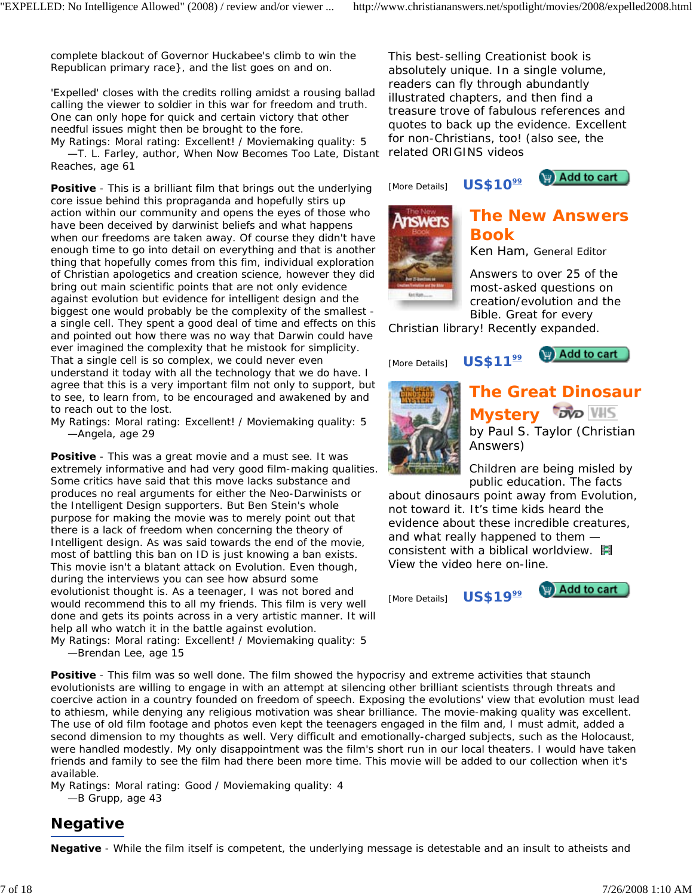complete blackout of Governor Huckabee's climb to win the Republican primary race}, and the list goes on and on.

'Expelled' closes with the credits rolling amidst a rousing ballad calling the viewer to soldier in this war for freedom and truth. One can only hope for quick and certain victory that other needful issues might then be brought to the fore.
My Ratings: Moral rating: Excellent! / Moviemaking quality: 5
—T. L. Farley, author, When Now Becomes Too Late, Distant Reaches, age 61

**Positive** - This is a brilliant film that brings out the underlying core issue behind this propraganda and hopefully stirs up action within our community and opens the eyes of those who have been deceived by darwinist beliefs and what happens when our freedoms are taken away. Of course they didn't have enough time to go into detail on everything and that is another thing that hopefully comes from this fim, individual exploration of Christian apologetics and creation science, however they did bring out main scientific points that are not only evidence against evolution but evidence for intelligent design and the biggest one would probably be the complexity of the smallest - a single cell. They spent a good deal of time and effects on this and pointed out how there was no way that Darwin could have ever imagined the complexity that he mistook for simplicity. That a single cell is so complex, we could never even understand it today with all the technology that we do have. I agree that this is a very important film not only to support, but to see, to learn from, to be encouraged and awakened by and to reach out to the lost.
My Ratings: Moral rating: Excellent! / Moviemaking quality: 5
—Angela, age 29

**Positive** - This was a great movie and a must see. It was extremely informative and had very good film-making qualities. Some critics have said that this move lacks substance and produces no real arguments for either the Neo-Darwinists or the Intelligent Design supporters. But Ben Stein's whole purpose for making the movie was to merely point out that there is a lack of freedom when concerning the theory of Intelligent design. As was said towards the end of the movie, most of battling this ban on ID is just knowing a ban exists. This movie isn't a blatant attack on Evolution. Even though, during the interviews you can see how absurd some evolutionist thought is. As a teenager, I was not bored and would recommend this to all my friends. This film is very well done and gets its points across in a very artistic manner. It will help all who watch it in the battle against evolution.
My Ratings: Moral rating: Excellent! / Moviemaking quality: 5
—Brendan Lee, age 15

This best-selling Creationist book is absolutely unique. In a single volume, readers can fly through abundantly illustrated chapters, and then find a treasure trove of fabulous references and quotes to back up the evidence. Excellent for non-Christians, too! (also see, the related ORIGINS videos

[More Details] US$10.99 Add to cart

## The New Answers Book

Ken Ham, General Editor

Answers to over 25 of the most-asked questions on creation/evolution and the Bible. Great for every Christian library! Recently expanded.

[More Details] US$11.99 Add to cart

## The Great Dinosaur Mystery

DVD VHS

by Paul S. Taylor (Christian Answers)

Children are being misled by public education. The facts about dinosaurs point away from Evolution, not toward it. It's time kids heard the evidence about these incredible creatures, and what really happened to them — consistent with a biblical worldview. View the video here on-line.

[More Details] US$19.99 Add to cart

**Positive** - This film was so well done. The film showed the hypocrisy and extreme activities that staunch evolutionists are willing to engage in with an attempt at silencing other brilliant scientists through threats and coercive action in a country founded on freedom of speech. Exposing the evolutions' view that evolution must lead to athiesm, while denying any religious motivation was shear brilliance. The movie-making quality was excellent. The use of old film footage and photos even kept the teenagers engaged in the film and, I must admit, added a second dimension to my thoughts as well. Very difficult and emotionally-charged subjects, such as the Holocaust, were handled modestly. My only disappointment was the film's short run in our local theaters. I would have taken friends and family to see the film had there been more time. This movie will be added to our collection when it's available.
My Ratings: Moral rating: Good / Moviemaking quality: 4
—B Grupp, age 43

## Negative

**Negative** - While the film itself is competent, the underlying message is detestable and an insult to atheists and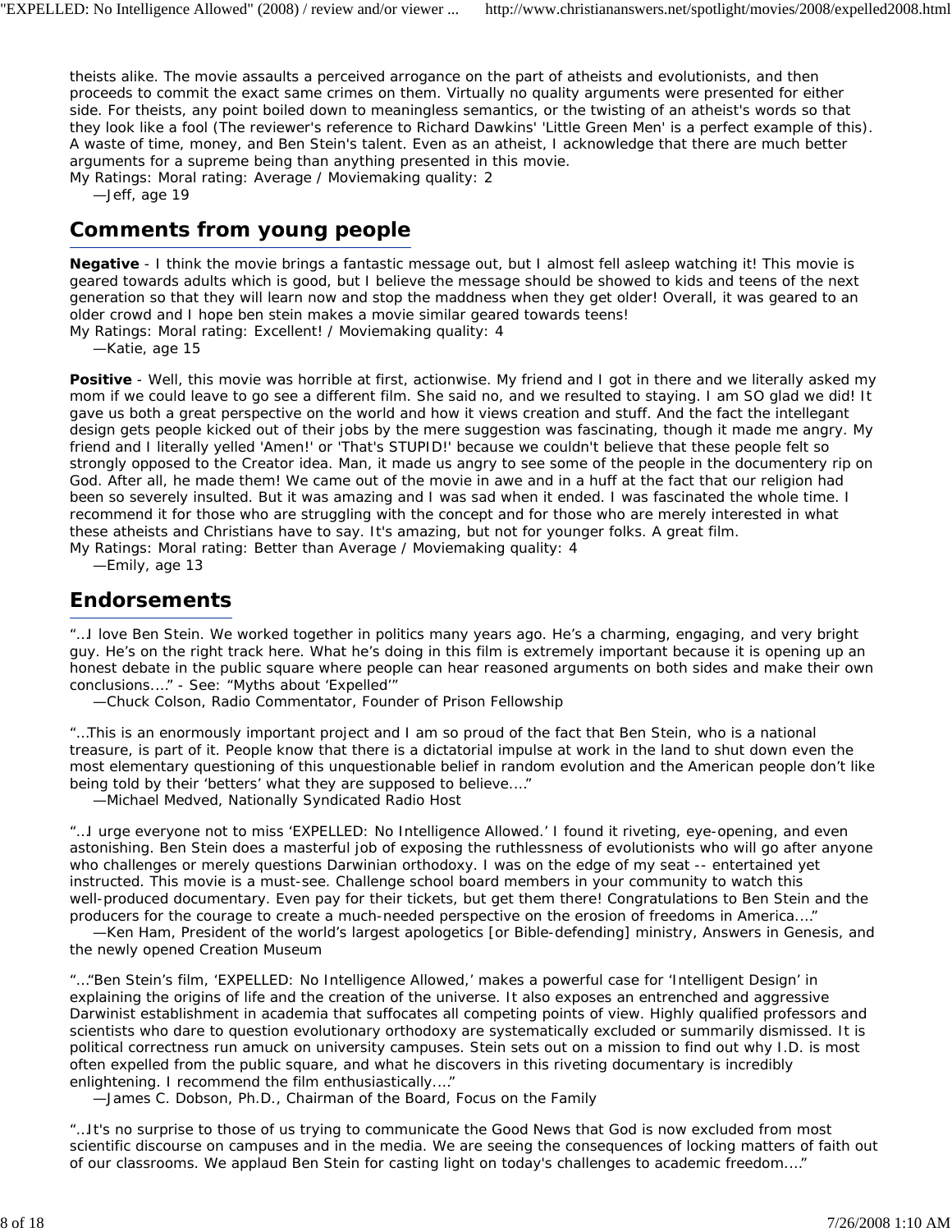theists alike. The movie assaults a perceived arrogance on the part of atheists and evolutionists, and then proceeds to commit the exact same crimes on them. Virtually no quality arguments were presented for either side. For theists, any point boiled down to meaningless semantics, or the twisting of an atheist's words so that they look like a fool (The reviewer's reference to Richard Dawkins' 'Little Green Men' is a perfect example of this). A waste of time, money, and Ben Stein's talent. Even as an atheist, I acknowledge that there are much better arguments for a supreme being than anything presented in this movie.
My Ratings: Moral rating: Average / Moviemaking quality: 2
—Jeff, age 19

## Comments from young people

**Negative** - I think the movie brings a fantastic message out, but I almost fell asleep watching it! This movie is geared towards adults which is good, but I believe the message should be showed to kids and teens of the next generation so that they will learn now and stop the maddness when they get older! Overall, it was geared to an older crowd and I hope ben stein makes a movie similar geared towards teens!
My Ratings: Moral rating: Excellent! / Moviemaking quality: 4
—Katie, age 15

**Positive** - Well, this movie was horrible at first, actionwise. My friend and I got in there and we literally asked my mom if we could leave to go see a different film. She said no, and we resulted to staying. I am SO glad we did! It gave us both a great perspective on the world and how it views creation and stuff. And the fact the intellegant design gets people kicked out of their jobs by the mere suggestion was fascinating, though it made me angry. My friend and I literally yelled 'Amen!' or 'That's STUPID!' because we couldn't believe that these people felt so strongly opposed to the Creator idea. Man, it made us angry to see some of the people in the documentery rip on God. After all, he made them! We came out of the movie in awe and in a huff at the fact that our religion had been so severely insulted. But it was amazing and I was sad when it ended. I was fascinated the whole time. I recommend it for those who are struggling with the concept and for those who are merely interested in what these atheists and Christians have to say. It's amazing, but not for younger folks. A great film.
My Ratings: Moral rating: Better than Average / Moviemaking quality: 4
—Emily, age 13

## Endorsements

"…I love Ben Stein. We worked together in politics many years ago. He's a charming, engaging, and very bright guy. He's on the right track here. What he's doing in this film is extremely important because it is opening up an honest debate in the public square where people can hear reasoned arguments on both sides and make their own conclusions…." - See: "Myths about 'Expelled'"
—Chuck Colson, Radio Commentator, Founder of Prison Fellowship

"…This is an enormously important project and I am so proud of the fact that Ben Stein, who is a national treasure, is part of it. People know that there is a dictatorial impulse at work in the land to shut down even the most elementary questioning of this unquestionable belief in random evolution and the American people don't like being told by their 'betters' what they are supposed to believe…."
—Michael Medved, Nationally Syndicated Radio Host

"…I urge everyone not to miss 'EXPELLED: No Intelligence Allowed.' I found it riveting, eye-opening, and even astonishing. Ben Stein does a masterful job of exposing the ruthlessness of evolutionists who will go after anyone who challenges or merely questions Darwinian orthodoxy. I was on the edge of my seat -- entertained yet instructed. This movie is a must-see. Challenge school board members in your community to watch this well-produced documentary. Even pay for their tickets, but get them there! Congratulations to Ben Stein and the producers for the courage to create a much-needed perspective on the erosion of freedoms in America…."
—Ken Ham, President of the world's largest apologetics [or Bible-defending] ministry, Answers in Genesis, and the newly opened Creation Museum

"…"Ben Stein's film, 'EXPELLED: No Intelligence Allowed,' makes a powerful case for 'Intelligent Design' in explaining the origins of life and the creation of the universe. It also exposes an entrenched and aggressive Darwinist establishment in academia that suffocates all competing points of view. Highly qualified professors and scientists who dare to question evolutionary orthodoxy are systematically excluded or summarily dismissed. It is political correctness run amuck on university campuses. Stein sets out on a mission to find out why I.D. is most often expelled from the public square, and what he discovers in this riveting documentary is incredibly enlightening. I recommend the film enthusiastically…."
—James C. Dobson, Ph.D., Chairman of the Board, Focus on the Family

"…It's no surprise to those of us trying to communicate the Good News that God is now excluded from most scientific discourse on campuses and in the media. We are seeing the consequences of locking matters of faith out of our classrooms. We applaud Ben Stein for casting light on today's challenges to academic freedom…."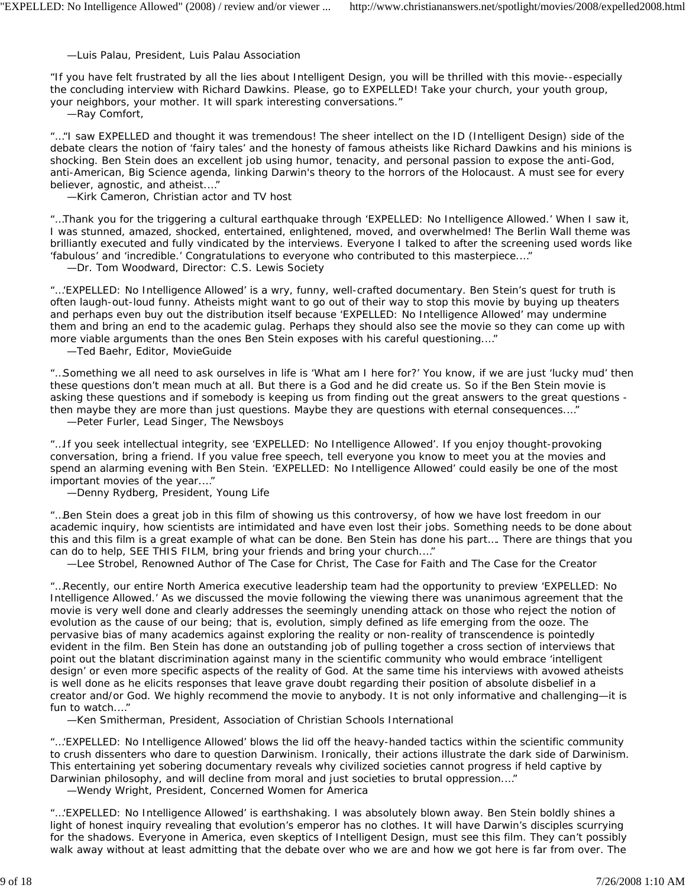—Luis Palau, President, Luis Palau Association

"If you have felt frustrated by all the lies about Intelligent Design, you will be thrilled with this movie--especially the concluding interview with Richard Dawkins. Please, go to EXPELLED! Take your church, your youth group, your neighbors, your mother. It will spark interesting conversations."
—Ray Comfort,

"…"I saw EXPELLED and thought it was tremendous! The sheer intellect on the ID (Intelligent Design) side of the debate clears the notion of 'fairy tales' and the honesty of famous atheists like Richard Dawkins and his minions is shocking. Ben Stein does an excellent job using humor, tenacity, and personal passion to expose the anti-God, anti-American, Big Science agenda, linking Darwin's theory to the horrors of the Holocaust. A must see for every believer, agnostic, and atheist…."
—Kirk Cameron, Christian actor and TV host

"…Thank you for the triggering a cultural earthquake through 'EXPELLED: No Intelligence Allowed.' When I saw it, I was stunned, amazed, shocked, entertained, enlightened, moved, and overwhelmed! The Berlin Wall theme was brilliantly executed and fully vindicated by the interviews. Everyone I talked to after the screening used words like 'fabulous' and 'incredible.' Congratulations to everyone who contributed to this masterpiece…."
—Dr. Tom Woodward, Director: C.S. Lewis Society

"…'EXPELLED: No Intelligence Allowed' is a wry, funny, well-crafted documentary. Ben Stein's quest for truth is often laugh-out-loud funny. Atheists might want to go out of their way to stop this movie by buying up theaters and perhaps even buy out the distribution itself because 'EXPELLED: No Intelligence Allowed' may undermine them and bring an end to the academic gulag. Perhaps they should also see the movie so they can come up with more viable arguments than the ones Ben Stein exposes with his careful questioning…."
—Ted Baehr, Editor, MovieGuide

"…Something we all need to ask ourselves in life is 'What am I here for?' You know, if we are just 'lucky mud' then these questions don't mean much at all. But there is a God and he did create us. So if the Ben Stein movie is asking these questions and if somebody is keeping us from finding out the great answers to the great questions - then maybe they are more than just questions. Maybe they are questions with eternal consequences…."
—Peter Furler, Lead Singer, The Newsboys

"…If you seek intellectual integrity, see 'EXPELLED: No Intelligence Allowed'. If you enjoy thought-provoking conversation, bring a friend. If you value free speech, tell everyone you know to meet you at the movies and spend an alarming evening with Ben Stein. 'EXPELLED: No Intelligence Allowed' could easily be one of the most important movies of the year…."
—Denny Rydberg, President, Young Life

"…Ben Stein does a great job in this film of showing us this controversy, of how we have lost freedom in our academic inquiry, how scientists are intimidated and have even lost their jobs. Something needs to be done about this and this film is a great example of what can be done. Ben Stein has done his part…. There are things that you can do to help, SEE THIS FILM, bring your friends and bring your church…."
—Lee Strobel, Renowned Author of The Case for Christ, The Case for Faith and The Case for the Creator

"…Recently, our entire North America executive leadership team had the opportunity to preview 'EXPELLED: No Intelligence Allowed.' As we discussed the movie following the viewing there was unanimous agreement that the movie is very well done and clearly addresses the seemingly unending attack on those who reject the notion of evolution as the cause of our being; that is, evolution, simply defined as life emerging from the ooze. The pervasive bias of many academics against exploring the reality or non-reality of transcendence is pointedly evident in the film. Ben Stein has done an outstanding job of pulling together a cross section of interviews that point out the blatant discrimination against many in the scientific community who would embrace 'intelligent design' or even more specific aspects of the reality of God. At the same time his interviews with avowed atheists is well done as he elicits responses that leave grave doubt regarding their position of absolute disbelief in a creator and/or God. We highly recommend the movie to anybody. It is not only informative and challenging—it is fun to watch…."
—Ken Smitherman, President, Association of Christian Schools International

"…'EXPELLED: No Intelligence Allowed' blows the lid off the heavy-handed tactics within the scientific community to crush dissenters who dare to question Darwinism. Ironically, their actions illustrate the dark side of Darwinism. This entertaining yet sobering documentary reveals why civilized societies cannot progress if held captive by Darwinian philosophy, and will decline from moral and just societies to brutal oppression…."
—Wendy Wright, President, Concerned Women for America

"…'EXPELLED: No Intelligence Allowed' is earthshaking. I was absolutely blown away. Ben Stein boldly shines a light of honest inquiry revealing that evolution's emperor has no clothes. It will have Darwin's disciples scurrying for the shadows. Everyone in America, even skeptics of Intelligent Design, must see this film. They can't possibly walk away without at least admitting that the debate over who we are and how we got here is far from over. The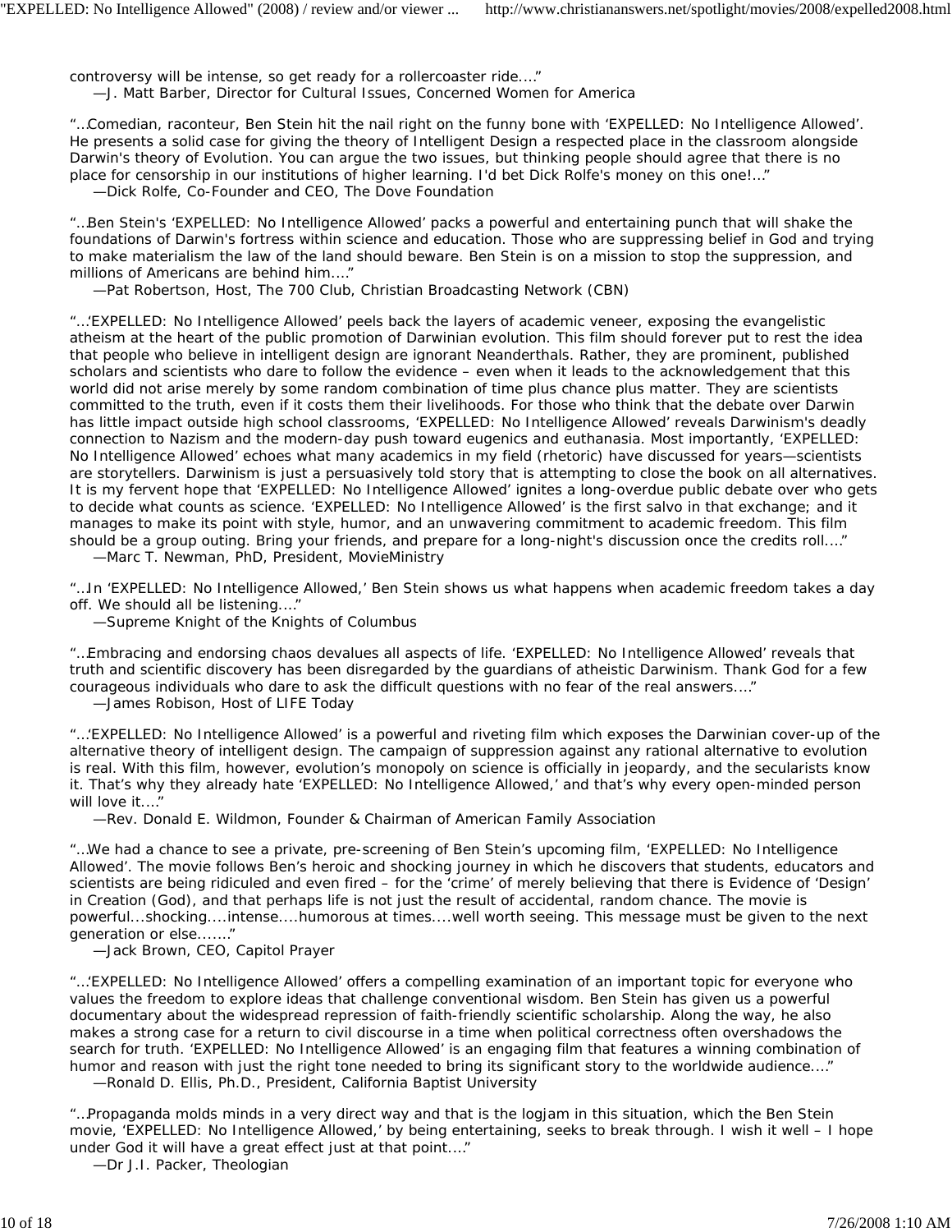controversy will be intense, so get ready for a rollercoaster ride...."
—J. Matt Barber, Director for Cultural Issues, Concerned Women for America

"...Comedian, raconteur, Ben Stein hit the nail right on the funny bone with 'EXPELLED: No Intelligence Allowed'. He presents a solid case for giving the theory of Intelligent Design a respected place in the classroom alongside Darwin's theory of Evolution. You can argue the two issues, but thinking people should agree that there is no place for censorship in our institutions of higher learning. I'd bet Dick Rolfe's money on this one!..."
—Dick Rolfe, Co-Founder and CEO, The Dove Foundation

"...Ben Stein's 'EXPELLED: No Intelligence Allowed' packs a powerful and entertaining punch that will shake the foundations of Darwin's fortress within science and education. Those who are suppressing belief in God and trying to make materialism the law of the land should beware. Ben Stein is on a mission to stop the suppression, and millions of Americans are behind him...."
—Pat Robertson, Host, The 700 Club, Christian Broadcasting Network (CBN)

"...'EXPELLED: No Intelligence Allowed' peels back the layers of academic veneer, exposing the evangelistic atheism at the heart of the public promotion of Darwinian evolution. This film should forever put to rest the idea that people who believe in intelligent design are ignorant Neanderthals. Rather, they are prominent, published scholars and scientists who dare to follow the evidence – even when it leads to the acknowledgement that this world did not arise merely by some random combination of time plus chance plus matter. They are scientists committed to the truth, even if it costs them their livelihoods. For those who think that the debate over Darwin has little impact outside high school classrooms, 'EXPELLED: No Intelligence Allowed' reveals Darwinism's deadly connection to Nazism and the modern-day push toward eugenics and euthanasia. Most importantly, 'EXPELLED: No Intelligence Allowed' echoes what many academics in my field (rhetoric) have discussed for years—scientists are storytellers. Darwinism is just a persuasively told story that is attempting to close the book on all alternatives. It is my fervent hope that 'EXPELLED: No Intelligence Allowed' ignites a long-overdue public debate over who gets to decide what counts as science. 'EXPELLED: No Intelligence Allowed' is the first salvo in that exchange; and it manages to make its point with style, humor, and an unwavering commitment to academic freedom. This film should be a group outing. Bring your friends, and prepare for a long-night's discussion once the credits roll...."
—Marc T. Newman, PhD, President, MovieMinistry

"...In 'EXPELLED: No Intelligence Allowed,' Ben Stein shows us what happens when academic freedom takes a day off. We should all be listening...."
—Supreme Knight of the Knights of Columbus

"...Embracing and endorsing chaos devalues all aspects of life. 'EXPELLED: No Intelligence Allowed' reveals that truth and scientific discovery has been disregarded by the guardians of atheistic Darwinism. Thank God for a few courageous individuals who dare to ask the difficult questions with no fear of the real answers...."
—James Robison, Host of LIFE Today

"...'EXPELLED: No Intelligence Allowed' is a powerful and riveting film which exposes the Darwinian cover-up of the alternative theory of intelligent design. The campaign of suppression against any rational alternative to evolution is real. With this film, however, evolution's monopoly on science is officially in jeopardy, and the secularists know it. That's why they already hate 'EXPELLED: No Intelligence Allowed,' and that's why every open-minded person will love it...."
—Rev. Donald E. Wildmon, Founder & Chairman of American Family Association

"...We had a chance to see a private, pre-screening of Ben Stein's upcoming film, 'EXPELLED: No Intelligence Allowed'. The movie follows Ben's heroic and shocking journey in which he discovers that students, educators and scientists are being ridiculed and even fired – for the 'crime' of merely believing that there is Evidence of 'Design' in Creation (God), and that perhaps life is not just the result of accidental, random chance. The movie is powerful...shocking....intense....humorous at times....well worth seeing. This message must be given to the next generation or else......."
—Jack Brown, CEO, Capitol Prayer

"...'EXPELLED: No Intelligence Allowed' offers a compelling examination of an important topic for everyone who values the freedom to explore ideas that challenge conventional wisdom. Ben Stein has given us a powerful documentary about the widespread repression of faith-friendly scientific scholarship. Along the way, he also makes a strong case for a return to civil discourse in a time when political correctness often overshadows the search for truth. 'EXPELLED: No Intelligence Allowed' is an engaging film that features a winning combination of humor and reason with just the right tone needed to bring its significant story to the worldwide audience...."
—Ronald D. Ellis, Ph.D., President, California Baptist University

"...Propaganda molds minds in a very direct way and that is the logjam in this situation, which the Ben Stein movie, 'EXPELLED: No Intelligence Allowed,' by being entertaining, seeks to break through. I wish it well – I hope under God it will have a great effect just at that point...."
—Dr J.I. Packer, Theologian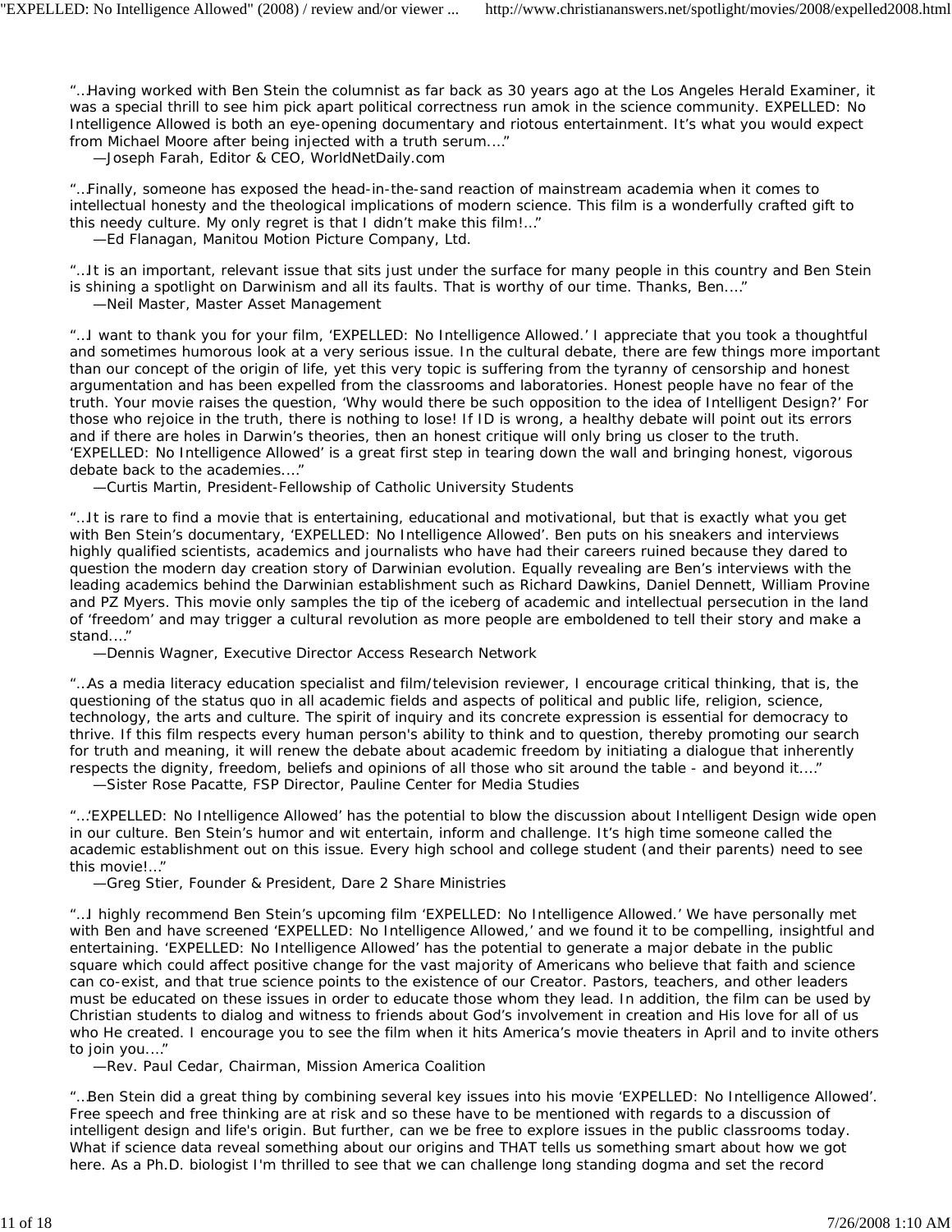"...Having worked with Ben Stein the columnist as far back as 30 years ago at the Los Angeles Herald Examiner, it was a special thrill to see him pick apart political correctness run amok in the science community. EXPELLED: No Intelligence Allowed is both an eye-opening documentary and riotous entertainment. It's what you would expect from Michael Moore after being injected with a truth serum...."

—Joseph Farah, Editor & CEO, WorldNetDaily.com

"...Finally, someone has exposed the head-in-the-sand reaction of mainstream academia when it comes to intellectual honesty and the theological implications of modern science. This film is a wonderfully crafted gift to this needy culture. My only regret is that I didn't make this film!..."

—Ed Flanagan, Manitou Motion Picture Company, Ltd.

"...It is an important, relevant issue that sits just under the surface for many people in this country and Ben Stein is shining a spotlight on Darwinism and all its faults. That is worthy of our time. Thanks, Ben...."

—Neil Master, Master Asset Management

"...I want to thank you for your film, 'EXPELLED: No Intelligence Allowed.' I appreciate that you took a thoughtful and sometimes humorous look at a very serious issue. In the cultural debate, there are few things more important than our concept of the origin of life, yet this very topic is suffering from the tyranny of censorship and honest argumentation and has been expelled from the classrooms and laboratories. Honest people have no fear of the truth. Your movie raises the question, 'Why would there be such opposition to the idea of Intelligent Design?' For those who rejoice in the truth, there is nothing to lose! If ID is wrong, a healthy debate will point out its errors and if there are holes in Darwin's theories, then an honest critique will only bring us closer to the truth. 'EXPELLED: No Intelligence Allowed' is a great first step in tearing down the wall and bringing honest, vigorous debate back to the academies...."

—Curtis Martin, President-Fellowship of Catholic University Students

"...It is rare to find a movie that is entertaining, educational and motivational, but that is exactly what you get with Ben Stein's documentary, 'EXPELLED: No Intelligence Allowed'. Ben puts on his sneakers and interviews highly qualified scientists, academics and journalists who have had their careers ruined because they dared to question the modern day creation story of Darwinian evolution. Equally revealing are Ben's interviews with the leading academics behind the Darwinian establishment such as Richard Dawkins, Daniel Dennett, William Provine and PZ Myers. This movie only samples the tip of the iceberg of academic and intellectual persecution in the land of 'freedom' and may trigger a cultural revolution as more people are emboldened to tell their story and make a stand...."

—Dennis Wagner, Executive Director Access Research Network

"...As a media literacy education specialist and film/television reviewer, I encourage critical thinking, that is, the questioning of the status quo in all academic fields and aspects of political and public life, religion, science, technology, the arts and culture. The spirit of inquiry and its concrete expression is essential for democracy to thrive. If this film respects every human person's ability to think and to question, thereby promoting our search for truth and meaning, it will renew the debate about academic freedom by initiating a dialogue that inherently respects the dignity, freedom, beliefs and opinions of all those who sit around the table - and beyond it...."

—Sister Rose Pacatte, FSP Director, Pauline Center for Media Studies

"...'EXPELLED: No Intelligence Allowed' has the potential to blow the discussion about Intelligent Design wide open in our culture. Ben Stein's humor and wit entertain, inform and challenge. It's high time someone called the academic establishment out on this issue. Every high school and college student (and their parents) need to see this movie!..."

—Greg Stier, Founder & President, Dare 2 Share Ministries

"...I highly recommend Ben Stein's upcoming film 'EXPELLED: No Intelligence Allowed.' We have personally met with Ben and have screened 'EXPELLED: No Intelligence Allowed,' and we found it to be compelling, insightful and entertaining. 'EXPELLED: No Intelligence Allowed' has the potential to generate a major debate in the public square which could affect positive change for the vast majority of Americans who believe that faith and science can co-exist, and that true science points to the existence of our Creator. Pastors, teachers, and other leaders must be educated on these issues in order to educate those whom they lead. In addition, the film can be used by Christian students to dialog and witness to friends about God's involvement in creation and His love for all of us who He created. I encourage you to see the film when it hits America's movie theaters in April and to invite others to join you...."

—Rev. Paul Cedar, Chairman, Mission America Coalition

"...Ben Stein did a great thing by combining several key issues into his movie 'EXPELLED: No Intelligence Allowed'. Free speech and free thinking are at risk and so these have to be mentioned with regards to a discussion of intelligent design and life's origin. But further, can we be free to explore issues in the public classrooms today. What if science data reveal something about our origins and THAT tells us something smart about how we got here. As a Ph.D. biologist I'm thrilled to see that we can challenge long standing dogma and set the record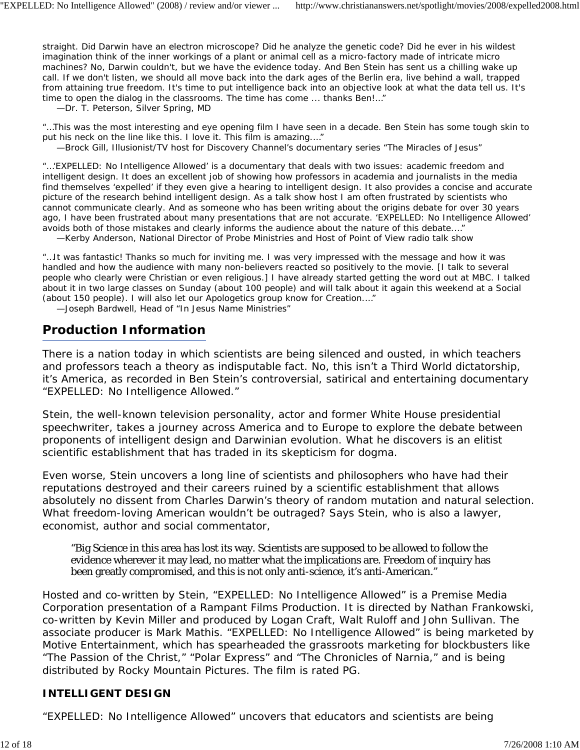straight. Did Darwin have an electron microscope? Did he analyze the genetic code? Did he ever in his wildest imagination think of the inner workings of a plant or animal cell as a micro-factory made of intricate micro machines? No, Darwin couldn't, but we have the evidence today. And Ben Stein has sent us a chilling wake up call. If we don't listen, we should all move back into the dark ages of the Berlin era, live behind a wall, trapped from attaining true freedom. It's time to put intelligence back into an objective look at what the data tell us. It's time to open the dialog in the classrooms. The time has come ... thanks Ben!...”
—Dr. T. Peterson, Silver Spring, MD

“...This was the most interesting and eye opening film I have seen in a decade. Ben Stein has some tough skin to put his neck on the line like this. I love it. This film is amazing....”
—Brock Gill, Illusionist/TV host for Discovery Channel’s documentary series “The Miracles of Jesus”

“...‘EXPELLED: No Intelligence Allowed’ is a documentary that deals with two issues: academic freedom and intelligent design. It does an excellent job of showing how professors in academia and journalists in the media find themselves ‘expelled’ if they even give a hearing to intelligent design. It also provides a concise and accurate picture of the research behind intelligent design. As a talk show host I am often frustrated by scientists who cannot communicate clearly. And as someone who has been writing about the origins debate for over 30 years ago, I have been frustrated about many presentations that are not accurate. ‘EXPELLED: No Intelligence Allowed’ avoids both of those mistakes and clearly informs the audience about the nature of this debate....”
—Kerby Anderson, National Director of Probe Ministries and Host of Point of View radio talk show

“...It was fantastic! Thanks so much for inviting me. I was very impressed with the message and how it was handled and how the audience with many non-believers reacted so positively to the movie. [I talk to several people who clearly were Christian or even religious.] I have already started getting the word out at MBC. I talked about it in two large classes on Sunday (about 100 people) and will talk about it again this weekend at a Social (about 150 people). I will also let our Apologetics group know for Creation....”
—Joseph Bardwell, Head of “In Jesus Name Ministries”

## Production Information

There is a nation today in which scientists are being silenced and ousted, in which teachers and professors teach a theory as indisputable fact. No, this isn’t a Third World dictatorship, it’s America, as recorded in Ben Stein’s controversial, satirical and entertaining documentary “EXPELLED: No Intelligence Allowed.”

Stein, the well-known television personality, actor and former White House presidential speechwriter, takes a journey across America and to Europe to explore the debate between proponents of intelligent design and Darwinian evolution. What he discovers is an elitist scientific establishment that has traded in its skepticism for dogma.

Even worse, Stein uncovers a long line of scientists and philosophers who have had their reputations destroyed and their careers ruined by a scientific establishment that allows absolutely no dissent from Charles Darwin’s theory of random mutation and natural selection. What freedom-loving American wouldn’t be outraged? Says Stein, who is also a lawyer, economist, author and social commentator,

> “Big Science in this area has lost its way. Scientists are supposed to be allowed to follow the evidence wherever it may lead, no matter what the implications are. Freedom of inquiry has been greatly compromised, and this is not only anti-science, it’s anti-American.”

Hosted and co-written by Stein, “EXPELLED: No Intelligence Allowed” is a Premise Media Corporation presentation of a Rampant Films Production. It is directed by Nathan Frankowski, co-written by Kevin Miller and produced by Logan Craft, Walt Ruloff and John Sullivan. The associate producer is Mark Mathis. “EXPELLED: No Intelligence Allowed” is being marketed by Motive Entertainment, which has spearheaded the grassroots marketing for blockbusters like “The Passion of the Christ,” “Polar Express” and “The Chronicles of Narnia,” and is being distributed by Rocky Mountain Pictures. The film is rated PG.

### INTELLIGENT DESIGN

“EXPELLED: No Intelligence Allowed” uncovers that educators and scientists are being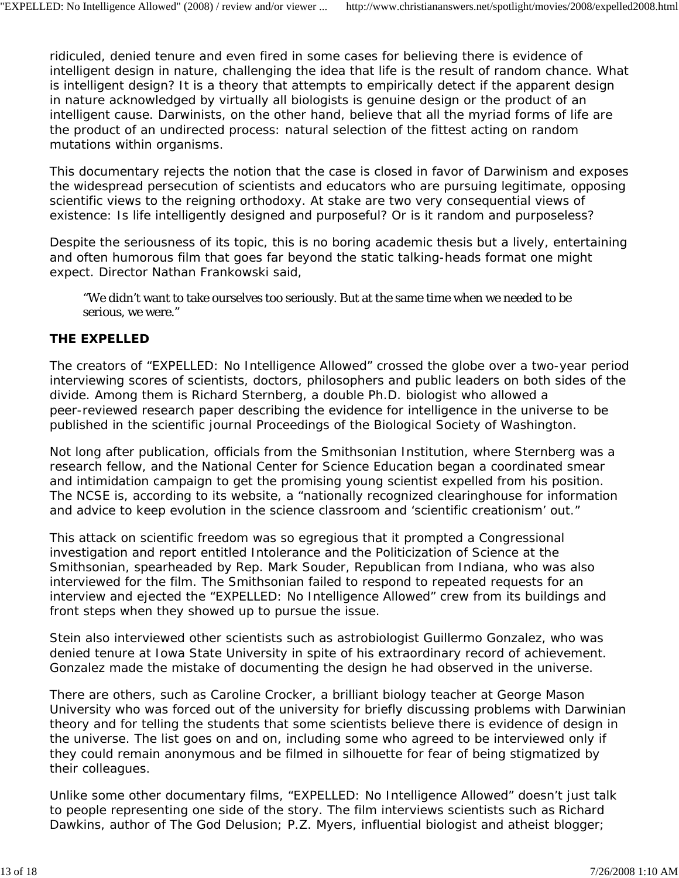ridiculed, denied tenure and even fired in some cases for believing there is evidence of intelligent design in nature, challenging the idea that life is the result of random chance. What is intelligent design? It is a theory that attempts to empirically detect if the apparent design in nature acknowledged by virtually all biologists is genuine design or the product of an intelligent cause. Darwinists, on the other hand, believe that all the myriad forms of life are the product of an undirected process: natural selection of the fittest acting on random mutations within organisms.

This documentary rejects the notion that the case is closed in favor of Darwinism and exposes the widespread persecution of scientists and educators who are pursuing legitimate, opposing scientific views to the reigning orthodoxy. At stake are two very consequential views of existence: Is life intelligently designed and purposeful? Or is it random and purposeless?

Despite the seriousness of its topic, this is no boring academic thesis but a lively, entertaining and often humorous film that goes far beyond the static talking-heads format one might expect. Director Nathan Frankowski said,

> "We didn't want to take ourselves too seriously. But at the same time when we needed to be serious, we were."

**THE EXPELLED**

The creators of "EXPELLED: No Intelligence Allowed" crossed the globe over a two-year period interviewing scores of scientists, doctors, philosophers and public leaders on both sides of the divide. Among them is Richard Sternberg, a double Ph.D. biologist who allowed a peer-reviewed research paper describing the evidence for intelligence in the universe to be published in the scientific journal Proceedings of the Biological Society of Washington.

Not long after publication, officials from the Smithsonian Institution, where Sternberg was a research fellow, and the National Center for Science Education began a coordinated smear and intimidation campaign to get the promising young scientist expelled from his position. The NCSE is, according to its website, a "nationally recognized clearinghouse for information and advice to keep evolution in the science classroom and 'scientific creationism' out."

This attack on scientific freedom was so egregious that it prompted a Congressional investigation and report entitled Intolerance and the Politicization of Science at the Smithsonian, spearheaded by Rep. Mark Souder, Republican from Indiana, who was also interviewed for the film. The Smithsonian failed to respond to repeated requests for an interview and ejected the "EXPELLED: No Intelligence Allowed" crew from its buildings and front steps when they showed up to pursue the issue.

Stein also interviewed other scientists such as astrobiologist Guillermo Gonzalez, who was denied tenure at Iowa State University in spite of his extraordinary record of achievement. Gonzalez made the mistake of documenting the design he had observed in the universe.

There are others, such as Caroline Crocker, a brilliant biology teacher at George Mason University who was forced out of the university for briefly discussing problems with Darwinian theory and for telling the students that some scientists believe there is evidence of design in the universe. The list goes on and on, including some who agreed to be interviewed only if they could remain anonymous and be filmed in silhouette for fear of being stigmatized by their colleagues.

Unlike some other documentary films, "EXPELLED: No Intelligence Allowed" doesn't just talk to people representing one side of the story. The film interviews scientists such as Richard Dawkins, author of The God Delusion; P.Z. Myers, influential biologist and atheist blogger;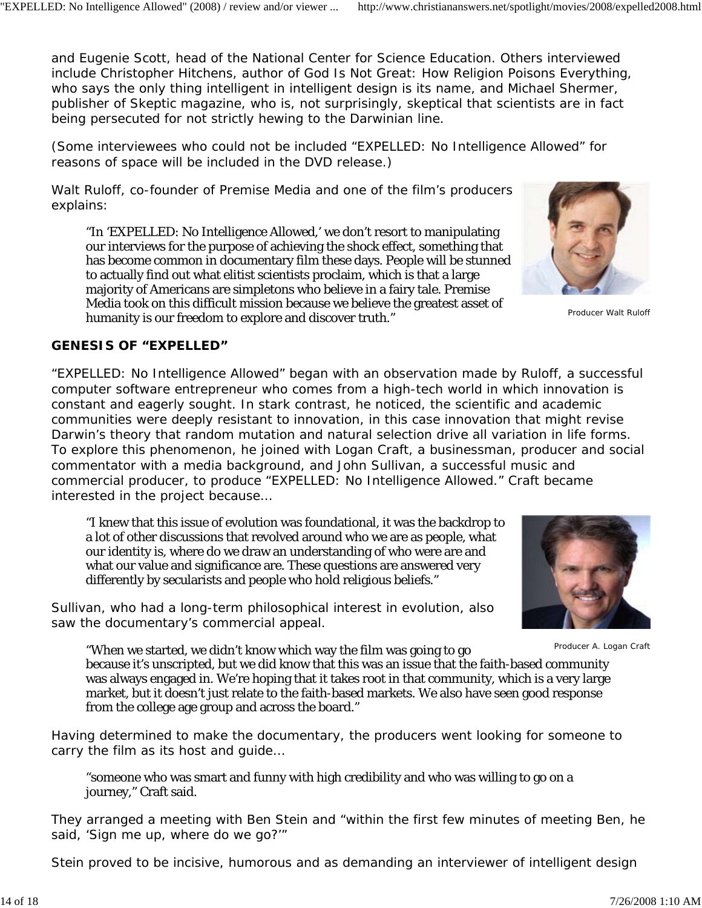and Eugenie Scott, head of the National Center for Science Education. Others interviewed include Christopher Hitchens, author of God Is Not Great: How Religion Poisons Everything, who says the only thing intelligent in intelligent design is its name, and Michael Shermer, publisher of Skeptic magazine, who is, not surprisingly, skeptical that scientists are in fact being persecuted for not strictly hewing to the Darwinian line.

(Some interviewees who could not be included “EXPELLED: No Intelligence Allowed” for reasons of space will be included in the DVD release.)

Walt Ruloff, co-founder of Premise Media and one of the film’s producers explains:

> “In ‘EXPELLED: No Intelligence Allowed,’ we don’t resort to manipulating our interviews for the purpose of achieving the shock effect, something that has become common in documentary film these days. People will be stunned to actually find out what elitist scientists proclaim, which is that a large majority of Americans are simpletons who believe in a fairy tale. Premise Media took on this difficult mission because we believe the greatest asset of humanity is our freedom to explore and discover truth.”

Producer Walt Ruloff

**GENESIS OF “EXPELLED”**

“EXPELLED: No Intelligence Allowed” began with an observation made by Ruloff, a successful computer software entrepreneur who comes from a high-tech world in which innovation is constant and eagerly sought. In stark contrast, he noticed, the scientific and academic communities were deeply resistant to innovation, in this case innovation that might revise Darwin’s theory that random mutation and natural selection drive all variation in life forms. To explore this phenomenon, he joined with Logan Craft, a businessman, producer and social commentator with a media background, and John Sullivan, a successful music and commercial producer, to produce “EXPELLED: No Intelligence Allowed.” Craft became interested in the project because…

> “I knew that this issue of evolution was foundational, it was the backdrop to a lot of other discussions that revolved around who we are as people, what our identity is, where do we draw an understanding of who were are and what our value and significance are. These questions are answered very differently by secularists and people who hold religious beliefs.”

Sullivan, who had a long-term philosophical interest in evolution, also saw the documentary’s commercial appeal.

Producer A. Logan Craft

> “When we started, we didn’t know which way the film was going to go because it’s unscripted, but we did know that this was an issue that the faith-based community was always engaged in. We’re hoping that it takes root in that community, which is a very large market, but it doesn’t just relate to the faith-based markets. We also have seen good response from the college age group and across the board.”

Having determined to make the documentary, the producers went looking for someone to carry the film as its host and guide…

> “someone who was smart and funny with high credibility and who was willing to go on a journey,” Craft said.

They arranged a meeting with Ben Stein and “within the first few minutes of meeting Ben, he said, ‘Sign me up, where do we go?’”

Stein proved to be incisive, humorous and as demanding an interviewer of intelligent design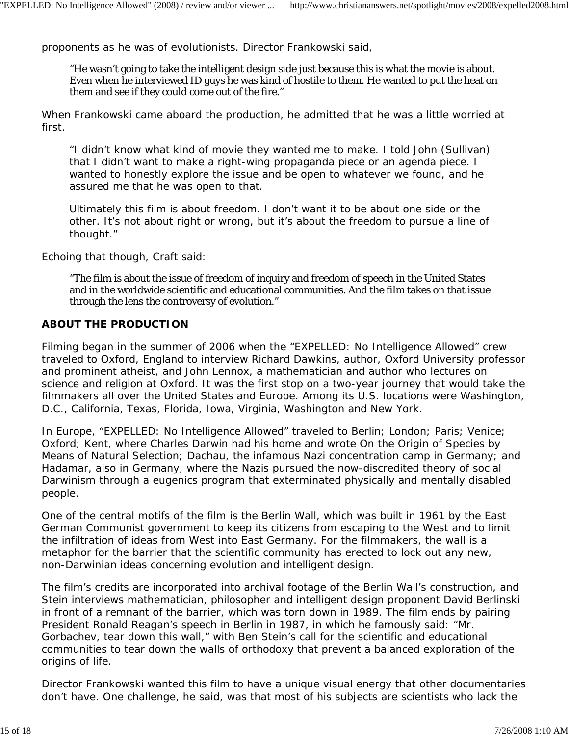proponents as he was of evolutionists. Director Frankowski said,

> "He wasn't going to take the intelligent design side just because this is what the movie is about. Even when he interviewed ID guys he was kind of hostile to them. He wanted to put the heat on them and see if they could come out of the fire."

When Frankowski came aboard the production, he admitted that he was a little worried at first.

> "I didn't know what kind of movie they wanted me to make. I told John (Sullivan) that I didn't want to make a right-wing propaganda piece or an agenda piece. I wanted to honestly explore the issue and be open to whatever we found, and he assured me that he was open to that.
>
> Ultimately this film is about freedom. I don't want it to be about one side or the other. It's not about right or wrong, but it's about the freedom to pursue a line of thought."

Echoing that though, Craft said:

> "The film is about the issue of freedom of inquiry and freedom of speech in the United States and in the worldwide scientific and educational communities. And the film takes on that issue through the lens the controversy of evolution."

**ABOUT THE PRODUCTION**

Filming began in the summer of 2006 when the "EXPELLED: No Intelligence Allowed" crew traveled to Oxford, England to interview Richard Dawkins, author, Oxford University professor and prominent atheist, and John Lennox, a mathematician and author who lectures on science and religion at Oxford. It was the first stop on a two-year journey that would take the filmmakers all over the United States and Europe. Among its U.S. locations were Washington, D.C., California, Texas, Florida, Iowa, Virginia, Washington and New York.

In Europe, "EXPELLED: No Intelligence Allowed" traveled to Berlin; London; Paris; Venice; Oxford; Kent, where Charles Darwin had his home and wrote On the Origin of Species by Means of Natural Selection; Dachau, the infamous Nazi concentration camp in Germany; and Hadamar, also in Germany, where the Nazis pursued the now-discredited theory of social Darwinism through a eugenics program that exterminated physically and mentally disabled people.

One of the central motifs of the film is the Berlin Wall, which was built in 1961 by the East German Communist government to keep its citizens from escaping to the West and to limit the infiltration of ideas from West into East Germany. For the filmmakers, the wall is a metaphor for the barrier that the scientific community has erected to lock out any new, non-Darwinian ideas concerning evolution and intelligent design.

The film's credits are incorporated into archival footage of the Berlin Wall's construction, and Stein interviews mathematician, philosopher and intelligent design proponent David Berlinski in front of a remnant of the barrier, which was torn down in 1989. The film ends by pairing President Ronald Reagan's speech in Berlin in 1987, in which he famously said: "Mr. Gorbachev, tear down this wall," with Ben Stein's call for the scientific and educational communities to tear down the walls of orthodoxy that prevent a balanced exploration of the origins of life.

Director Frankowski wanted this film to have a unique visual energy that other documentaries don't have. One challenge, he said, was that most of his subjects are scientists who lack the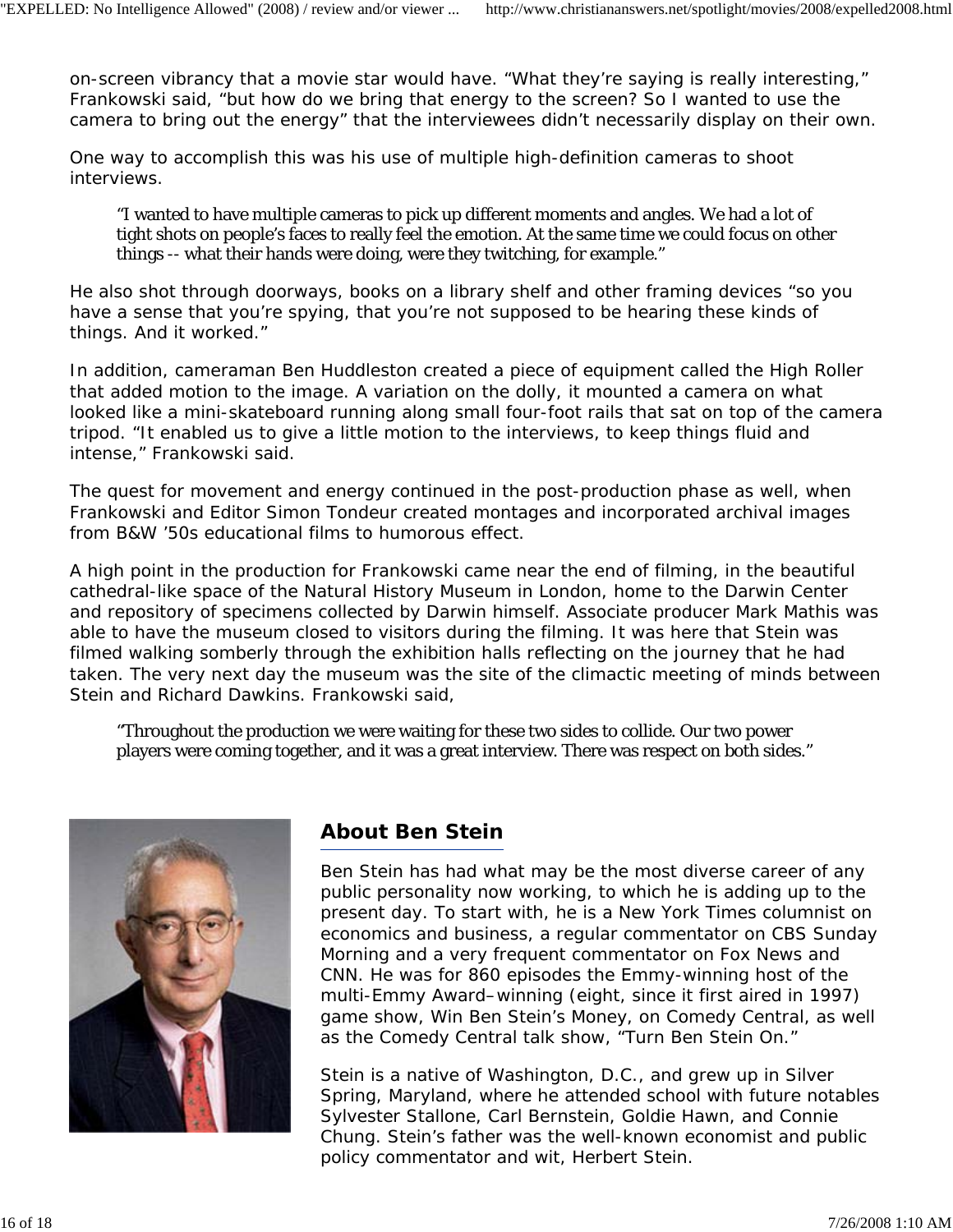on-screen vibrancy that a movie star would have. “What they’re saying is really interesting,” Frankowski said, “but how do we bring that energy to the screen? So I wanted to use the camera to bring out the energy” that the interviewees didn’t necessarily display on their own.

One way to accomplish this was his use of multiple high-definition cameras to shoot interviews.

> “I wanted to have multiple cameras to pick up different moments and angles. We had a lot of tight shots on people’s faces to really feel the emotion. At the same time we could focus on other things -- what their hands were doing, were they twitching, for example.”

He also shot through doorways, books on a library shelf and other framing devices “so you have a sense that you’re spying, that you’re not supposed to be hearing these kinds of things. And it worked.”

In addition, cameraman Ben Huddleston created a piece of equipment called the High Roller that added motion to the image. A variation on the dolly, it mounted a camera on what looked like a mini-skateboard running along small four-foot rails that sat on top of the camera tripod. “It enabled us to give a little motion to the interviews, to keep things fluid and intense,” Frankowski said.

The quest for movement and energy continued in the post-production phase as well, when Frankowski and Editor Simon Tondeur created montages and incorporated archival images from B&W ’50s educational films to humorous effect.

A high point in the production for Frankowski came near the end of filming, in the beautiful cathedral-like space of the Natural History Museum in London, home to the Darwin Center and repository of specimens collected by Darwin himself. Associate producer Mark Mathis was able to have the museum closed to visitors during the filming. It was here that Stein was filmed walking somberly through the exhibition halls reflecting on the journey that he had taken. The very next day the museum was the site of the climactic meeting of minds between Stein and Richard Dawkins. Frankowski said,

> “Throughout the production we were waiting for these two sides to collide. Our two power players were coming together, and it was a great interview. There was respect on both sides.”

## About Ben Stein

Ben Stein has had what may be the most diverse career of any public personality now working, to which he is adding up to the present day. To start with, he is a New York Times columnist on economics and business, a regular commentator on CBS Sunday Morning and a very frequent commentator on Fox News and CNN. He was for 860 episodes the Emmy-winning host of the multi-Emmy Award–winning (eight, since it first aired in 1997) game show, Win Ben Stein’s Money, on Comedy Central, as well as the Comedy Central talk show, “Turn Ben Stein On.”

Stein is a native of Washington, D.C., and grew up in Silver Spring, Maryland, where he attended school with future notables Sylvester Stallone, Carl Bernstein, Goldie Hawn, and Connie Chung. Stein’s father was the well-known economist and public policy commentator and wit, Herbert Stein.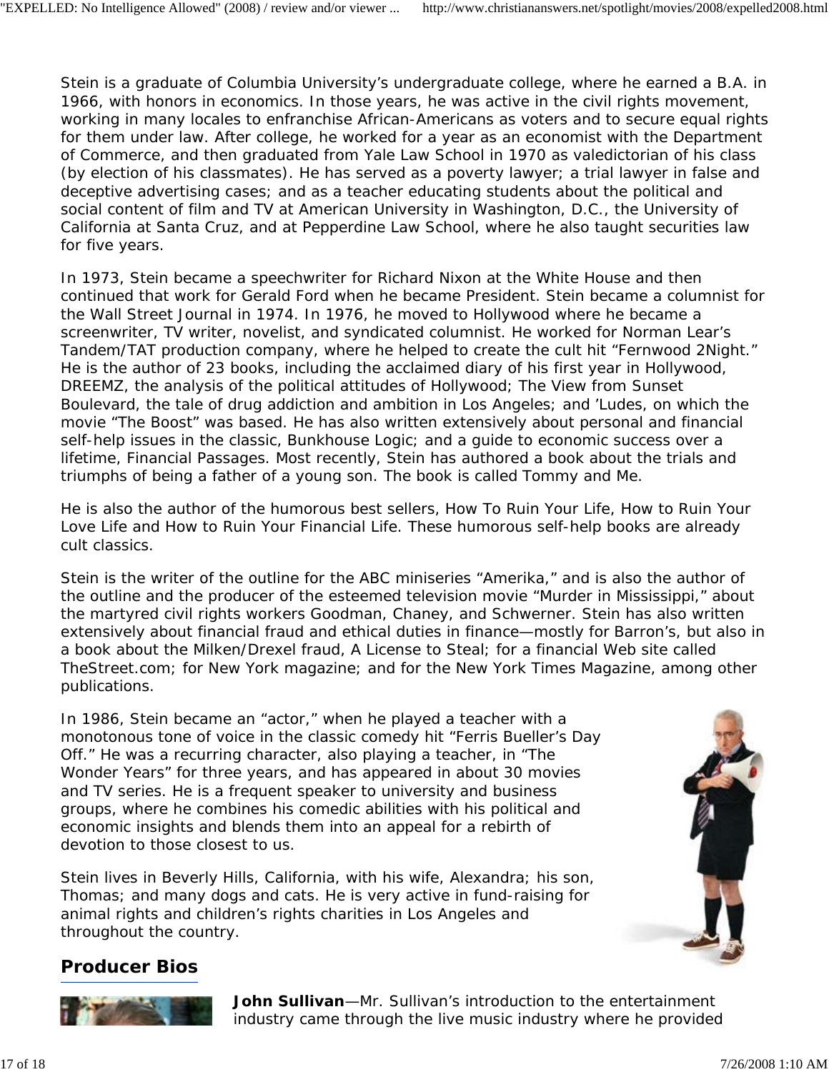Stein is a graduate of Columbia University's undergraduate college, where he earned a B.A. in 1966, with honors in economics. In those years, he was active in the civil rights movement, working in many locales to enfranchise African-Americans as voters and to secure equal rights for them under law. After college, he worked for a year as an economist with the Department of Commerce, and then graduated from Yale Law School in 1970 as valedictorian of his class (by election of his classmates). He has served as a poverty lawyer; a trial lawyer in false and deceptive advertising cases; and as a teacher educating students about the political and social content of film and TV at American University in Washington, D.C., the University of California at Santa Cruz, and at Pepperdine Law School, where he also taught securities law for five years.

In 1973, Stein became a speechwriter for Richard Nixon at the White House and then continued that work for Gerald Ford when he became President. Stein became a columnist for the Wall Street Journal in 1974. In 1976, he moved to Hollywood where he became a screenwriter, TV writer, novelist, and syndicated columnist. He worked for Norman Lear's Tandem/TAT production company, where he helped to create the cult hit "Fernwood 2Night." He is the author of 23 books, including the acclaimed diary of his first year in Hollywood, DREEMZ, the analysis of the political attitudes of Hollywood; The View from Sunset Boulevard, the tale of drug addiction and ambition in Los Angeles; and 'Ludes, on which the movie "The Boost" was based. He has also written extensively about personal and financial self-help issues in the classic, Bunkhouse Logic; and a guide to economic success over a lifetime, Financial Passages. Most recently, Stein has authored a book about the trials and triumphs of being a father of a young son. The book is called Tommy and Me.

He is also the author of the humorous best sellers, How To Ruin Your Life, How to Ruin Your Love Life and How to Ruin Your Financial Life. These humorous self-help books are already cult classics.

Stein is the writer of the outline for the ABC miniseries "Amerika," and is also the author of the outline and the producer of the esteemed television movie "Murder in Mississippi," about the martyred civil rights workers Goodman, Chaney, and Schwerner. Stein has also written extensively about financial fraud and ethical duties in finance—mostly for Barron's, but also in a book about the Milken/Drexel fraud, A License to Steal; for a financial Web site called TheStreet.com; for New York magazine; and for the New York Times Magazine, among other publications.

In 1986, Stein became an "actor," when he played a teacher with a monotonous tone of voice in the classic comedy hit "Ferris Bueller's Day Off." He was a recurring character, also playing a teacher, in "The Wonder Years" for three years, and has appeared in about 30 movies and TV series. He is a frequent speaker to university and business groups, where he combines his comedic abilities with his political and economic insights and blends them into an appeal for a rebirth of devotion to those closest to us.

Stein lives in Beverly Hills, California, with his wife, Alexandra; his son, Thomas; and many dogs and cats. He is very active in fund-raising for animal rights and children's rights charities in Los Angeles and throughout the country.

## Producer Bios

**John Sullivan**—Mr. Sullivan's introduction to the entertainment industry came through the live music industry where he provided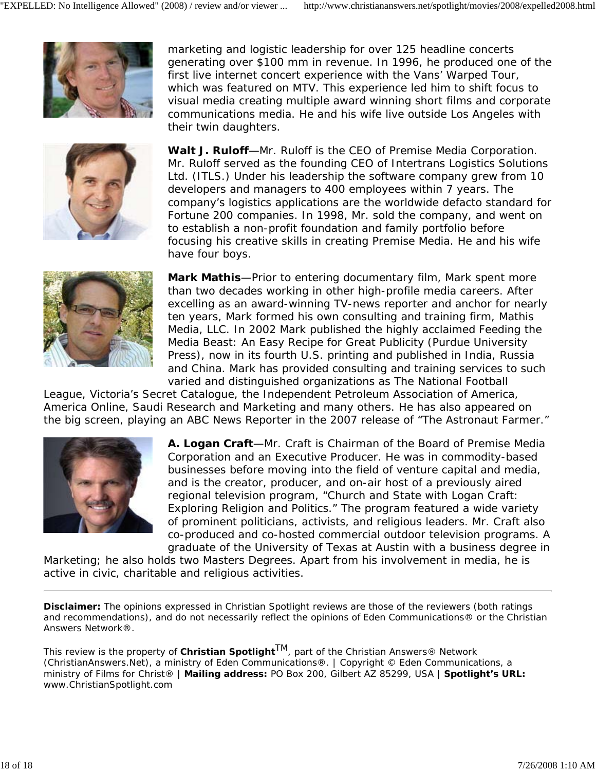marketing and logistic leadership for over 125 headline concerts generating over $100 mm in revenue. In 1996, he produced one of the first live internet concert experience with the Vans' Warped Tour, which was featured on MTV. This experience led him to shift focus to visual media creating multiple award winning short films and corporate communications media. He and his wife live outside Los Angeles with their twin daughters.

**Walt J. Ruloff**—Mr. Ruloff is the CEO of Premise Media Corporation. Mr. Ruloff served as the founding CEO of Intertrans Logistics Solutions Ltd. (ITLS.) Under his leadership the software company grew from 10 developers and managers to 400 employees within 7 years. The company's logistics applications are the worldwide defacto standard for Fortune 200 companies. In 1998, Mr. sold the company, and went on to establish a non-profit foundation and family portfolio before focusing his creative skills in creating Premise Media. He and his wife have four boys.

**Mark Mathis**—Prior to entering documentary film, Mark spent more than two decades working in other high-profile media careers. After excelling as an award-winning TV-news reporter and anchor for nearly ten years, Mark formed his own consulting and training firm, Mathis Media, LLC. In 2002 Mark published the highly acclaimed Feeding the Media Beast: An Easy Recipe for Great Publicity (Purdue University Press), now in its fourth U.S. printing and published in India, Russia and China. Mark has provided consulting and training services to such varied and distinguished organizations as The National Football League, Victoria's Secret Catalogue, the Independent Petroleum Association of America, America Online, Saudi Research and Marketing and many others. He has also appeared on the big screen, playing an ABC News Reporter in the 2007 release of "The Astronaut Farmer."

**A. Logan Craft**—Mr. Craft is Chairman of the Board of Premise Media Corporation and an Executive Producer. He was in commodity-based businesses before moving into the field of venture capital and media, and is the creator, producer, and on-air host of a previously aired regional television program, "Church and State with Logan Craft: Exploring Religion and Politics." The program featured a wide variety of prominent politicians, activists, and religious leaders. Mr. Craft also co-produced and co-hosted commercial outdoor television programs. A graduate of the University of Texas at Austin with a business degree in Marketing; he also holds two Masters Degrees. Apart from his involvement in media, he is active in civic, charitable and religious activities.

---

**Disclaimer:** The opinions expressed in Christian Spotlight reviews are those of the reviewers (both ratings and recommendations), and do not necessarily reflect the opinions of Eden Communications® or the Christian Answers Network®.

This review is the property of **Christian Spotlight**™, part of the Christian Answers® Network (ChristianAnswers.Net), a ministry of Eden Communications®. | Copyright © Eden Communications, a ministry of Films for Christ® | **Mailing address:** PO Box 200, Gilbert AZ 85299, USA | **Spotlight's URL:** www.ChristianSpotlight.com